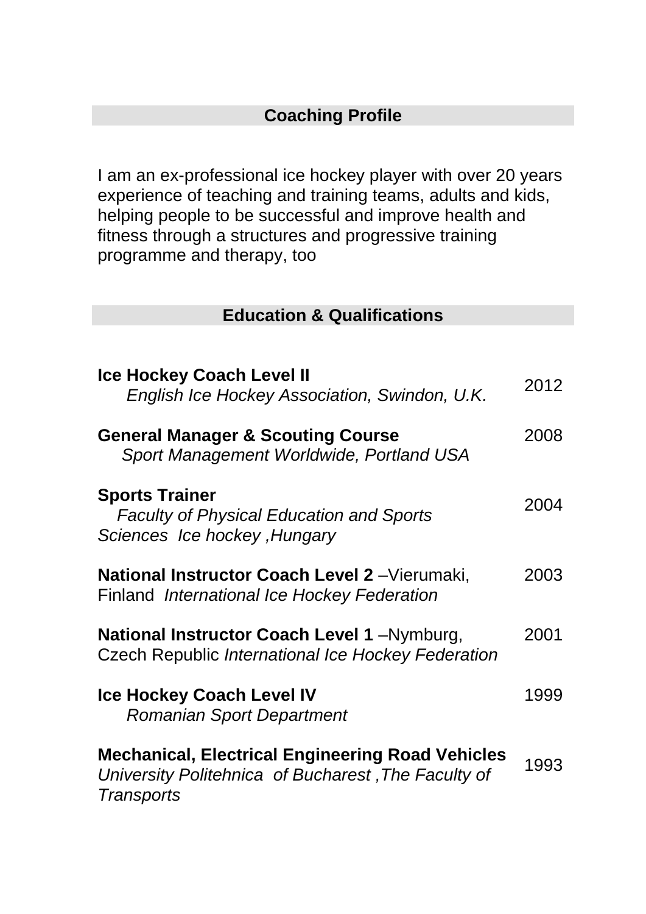## Coaching Profile

I am an ex-professional ice hockey player with over 20 years experience of teaching and training teams, adults and kids, helping people to be successful and improve health and fitness through a structures and progressive training programme and therapy, too

## Education & Qualifications

**Ice Hockey Coach Level II** — 2012
*English Ice Hockey Association, Swindon, U.K.*

**General Manager & Scouting Course** — 2008
*Sport Management Worldwide, Portland USA*

**Sports Trainer** — 2004
*Faculty of Physical Education and Sports Sciences Ice hockey ,Hungary*

**National Instructor Coach Level 2** –Vierumaki, Finland *International Ice Hockey Federation* — 2003

**National Instructor Coach Level 1** –Nymburg, Czech Republic *International Ice Hockey Federation* — 2001

**Ice Hockey Coach Level IV** — 1999
*Romanian Sport Department*

**Mechanical, Electrical Engineering Road Vehicles** — 1993
*University Politehnica of Bucharest ,The Faculty of Transports*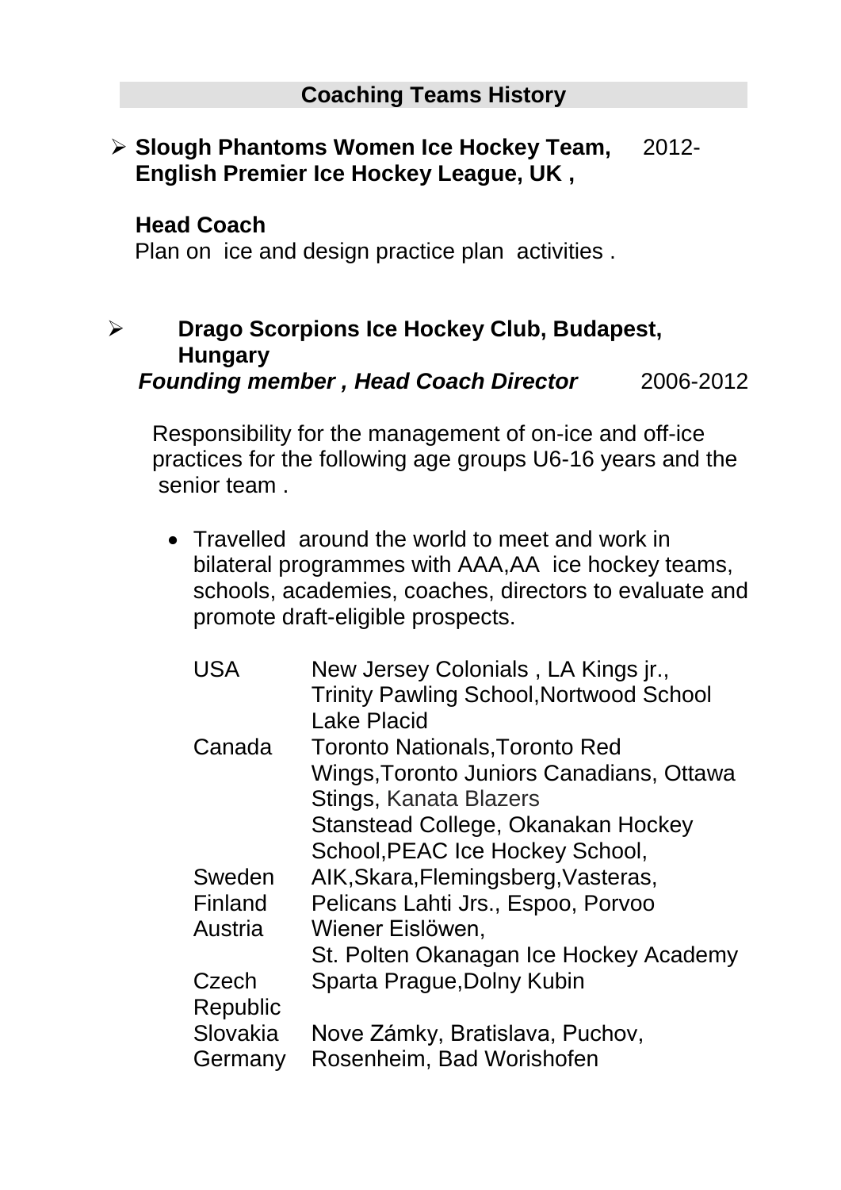## Coaching Teams History

- **Slough Phantoms Women Ice Hockey Team, English Premier Ice Hockey League, UK ,** 2012-

  **Head Coach**

  Plan on ice and design practice plan activities .

- **Drago Scorpions Ice Hockey Club, Budapest, Hungary**

  ***Founding member , Head Coach Director*** 2006-2012

  Responsibility for the management of on-ice and off-ice practices for the following age groups U6-16 years and the senior team .

  - Travelled around the world to meet and work in bilateral programmes with AAA,AA ice hockey teams, schools, academies, coaches, directors to evaluate and promote draft-eligible prospects.

| | |
|---|---|
| USA | New Jersey Colonials , LA Kings jr., Trinity Pawling School,Nortwood School Lake Placid |
| Canada | Toronto Nationals,Toronto Red Wings,Toronto Juniors Canadians, Ottawa Stings, Kanata Blazers Stanstead College, Okanakan Hockey School,PEAC Ice Hockey School, |
| Sweden | AIK,Skara,Flemingsberg,Vasteras, |
| Finland | Pelicans Lahti Jrs., Espoo, Porvoo |
| Austria | Wiener Eislöwen, St. Polten Okanagan Ice Hockey Academy |
| Czech Republic | Sparta Prague,Dolny Kubin |
| Slovakia | Nove Zámky, Bratislava, Puchov, |
| Germany | Rosenheim, Bad Worishofen |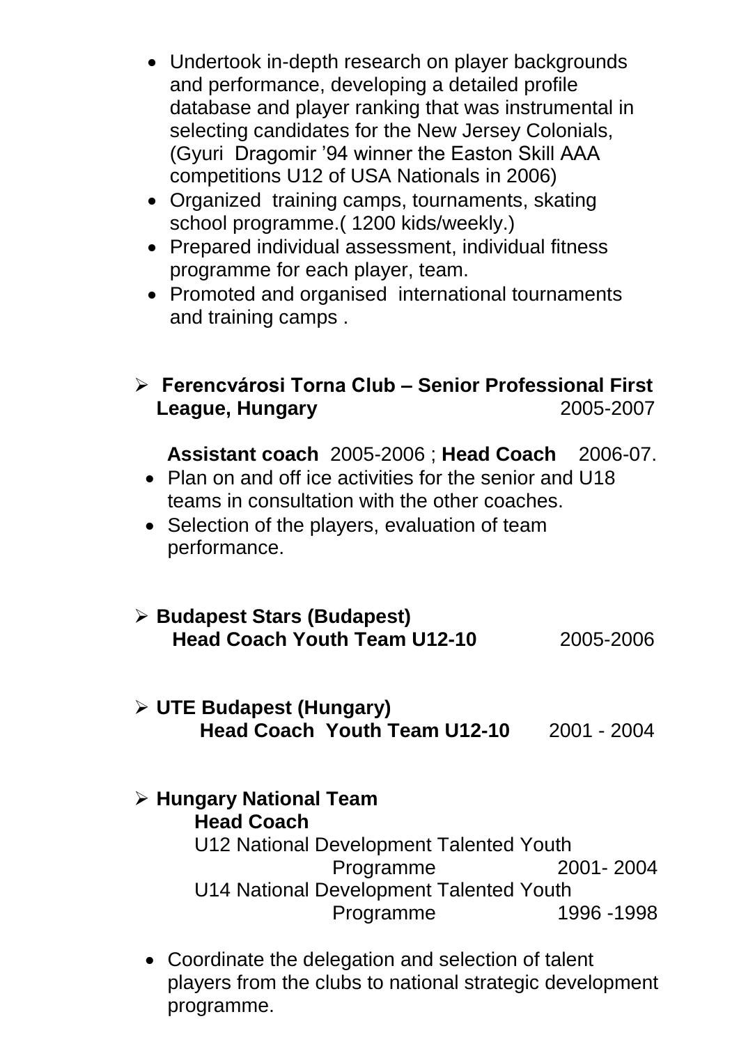- Undertook in-depth research on player backgrounds and performance, developing a detailed profile database and player ranking that was instrumental in selecting candidates for the New Jersey Colonials, (Gyuri Dragomir '94 winner the Easton Skill AAA competitions U12 of USA Nationals in 2006)
- Organized training camps, tournaments, skating school programme.( 1200 kids/weekly.)
- Prepared individual assessment, individual fitness programme for each player, team.
- Promoted and organised international tournaments and training camps .

- **Ferencvárosi Torna Club – Senior Professional First League, Hungary** 2005-2007

  **Assistant coach** 2005-2006 ; **Head Coach** 2006-07.

  - Plan on and off ice activities for the senior and U18 teams in consultation with the other coaches.
  - Selection of the players, evaluation of team performance.

- **Budapest Stars (Budapest)**
  **Head Coach Youth Team U12-10** 2005-2006

- **UTE Budapest (Hungary)**
  **Head Coach Youth Team U12-10** 2001 - 2004

- **Hungary National Team**
  **Head Coach**
  U12 National Development Talented Youth Programme 2001- 2004
  U14 National Development Talented Youth Programme 1996 -1998

  - Coordinate the delegation and selection of talent players from the clubs to national strategic development programme.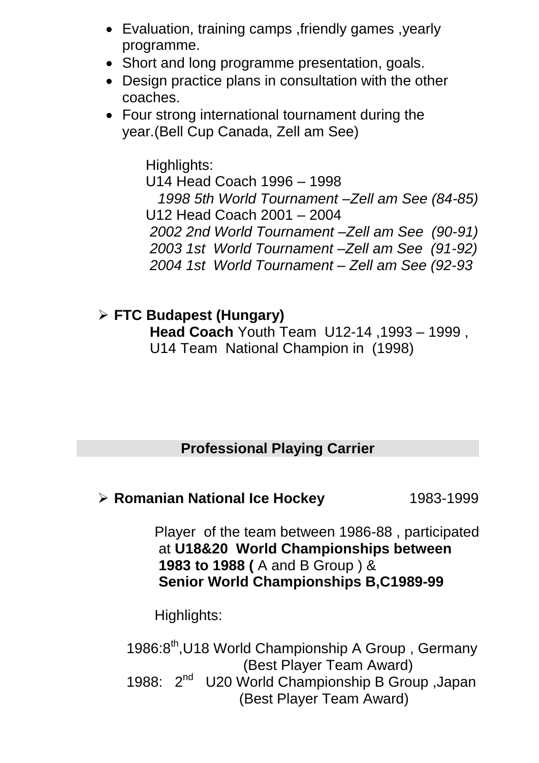- Evaluation, training camps ,friendly games ,yearly programme.
- Short and long programme presentation, goals.
- Design practice plans in consultation with the other coaches.
- Four strong international tournament during the year.(Bell Cup Canada, Zell am See)

Highlights:
U14 Head Coach 1996 – 1998
*1998 5th World Tournament –Zell am See (84-85)*
U12 Head Coach 2001 – 2004
*2002 2nd World Tournament –Zell am See (90-91)*
*2003 1st World Tournament –Zell am See (91-92)*
*2004 1st World Tournament – Zell am See (92-93*

➢ **FTC Budapest (Hungary)**
**Head Coach** Youth Team U12-14 ,1993 – 1999 ,
U14 Team National Champion in (1998)

## Professional Playing Carrier

➢ **Romanian National Ice Hockey** 1983-1999

Player of the team between 1986-88 , participated at **U18&20 World Championships between 1983 to 1988 (** A and B Group ) & **Senior World Championships B,C1989-99**

Highlights:

1986:8th,U18 World Championship A Group , Germany
(Best Player Team Award)
1988: 2nd U20 World Championship B Group ,Japan
(Best Player Team Award)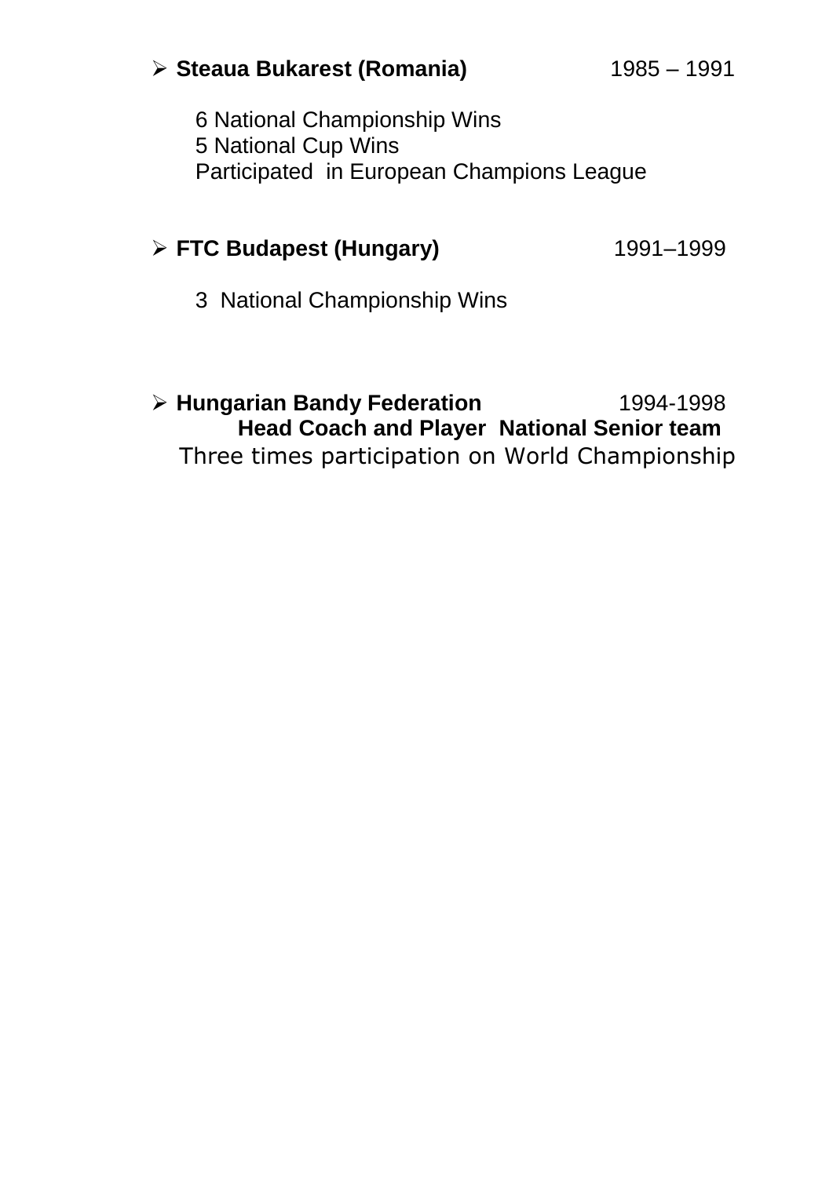- **Steaua Bukarest (Romania)** 1985 – 1991

  6 National Championship Wins
  5 National Cup Wins
  Participated in European Champions League

- **FTC Budapest (Hungary)** 1991–1999

  3 National Championship Wins

- **Hungarian Bandy Federation** 1994-1998
  **Head Coach and Player National Senior team**
  Three times participation on World Championship